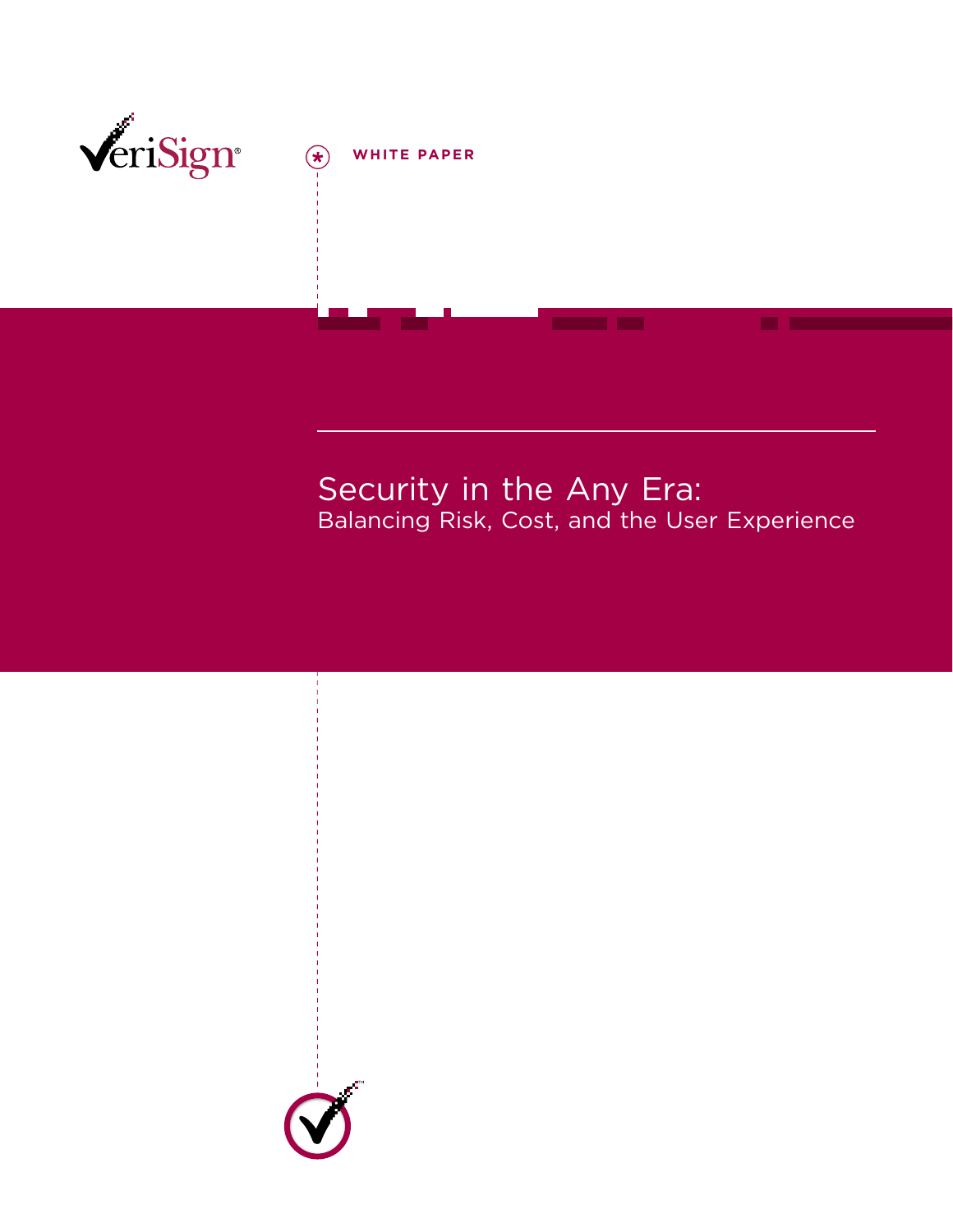VeriSign®

WHITE PAPER

# Security in the Any Era:

## Balancing Risk, Cost, and the User Experience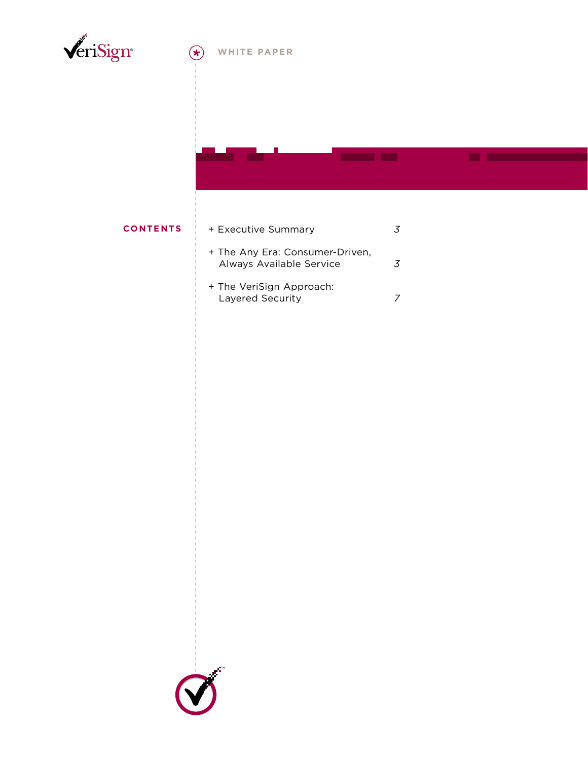WHITE PAPER

## CONTENTS

+ Executive Summary *3*
+ The Any Era: Consumer-Driven, Always Available Service *3*
+ The VeriSign Approach: Layered Security *7*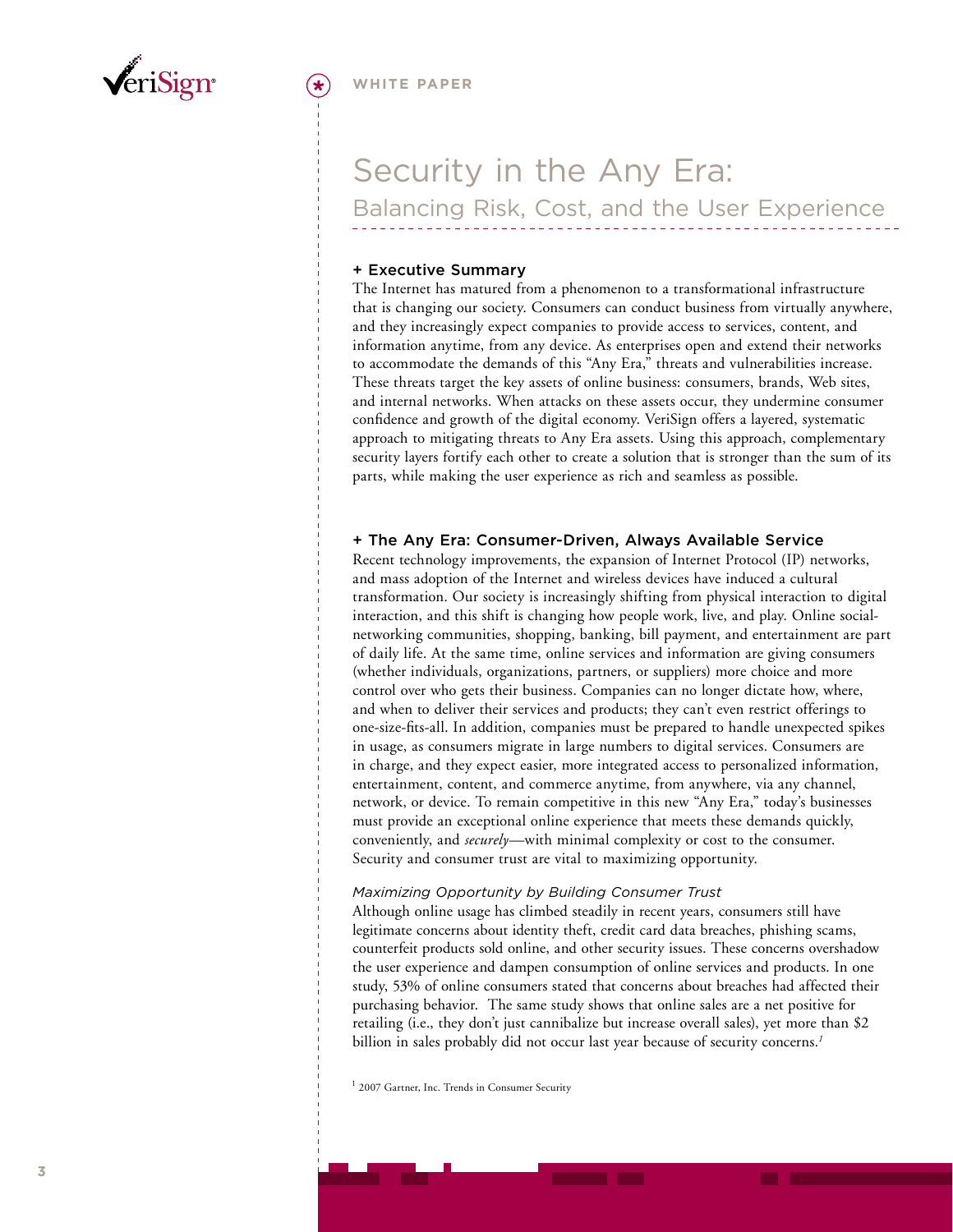# Security in the Any Era:

## Balancing Risk, Cost, and the User Experience

### + Executive Summary

The Internet has matured from a phenomenon to a transformational infrastructure that is changing our society. Consumers can conduct business from virtually anywhere, and they increasingly expect companies to provide access to services, content, and information anytime, from any device. As enterprises open and extend their networks to accommodate the demands of this "Any Era," threats and vulnerabilities increase. These threats target the key assets of online business: consumers, brands, Web sites, and internal networks. When attacks on these assets occur, they undermine consumer confidence and growth of the digital economy. VeriSign offers a layered, systematic approach to mitigating threats to Any Era assets. Using this approach, complementary security layers fortify each other to create a solution that is stronger than the sum of its parts, while making the user experience as rich and seamless as possible.

### + The Any Era: Consumer-Driven, Always Available Service

Recent technology improvements, the expansion of Internet Protocol (IP) networks, and mass adoption of the Internet and wireless devices have induced a cultural transformation. Our society is increasingly shifting from physical interaction to digital interaction, and this shift is changing how people work, live, and play. Online social-networking communities, shopping, banking, bill payment, and entertainment are part of daily life. At the same time, online services and information are giving consumers (whether individuals, organizations, partners, or suppliers) more choice and more control over who gets their business. Companies can no longer dictate how, where, and when to deliver their services and products; they can't even restrict offerings to one-size-fits-all. In addition, companies must be prepared to handle unexpected spikes in usage, as consumers migrate in large numbers to digital services. Consumers are in charge, and they expect easier, more integrated access to personalized information, entertainment, content, and commerce anytime, from anywhere, via any channel, network, or device. To remain competitive in this new "Any Era," today's businesses must provide an exceptional online experience that meets these demands quickly, conveniently, and *securely*—with minimal complexity or cost to the consumer. Security and consumer trust are vital to maximizing opportunity.

#### *Maximizing Opportunity by Building Consumer Trust*

Although online usage has climbed steadily in recent years, consumers still have legitimate concerns about identity theft, credit card data breaches, phishing scams, counterfeit products sold online, and other security issues. These concerns overshadow the user experience and dampen consumption of online services and products. In one study, 53% of online consumers stated that concerns about breaches had affected their purchasing behavior. The same study shows that online sales are a net positive for retailing (i.e., they don't just cannibalize but increase overall sales), yet more than $2 billion in sales probably did not occur last year because of security concerns.[1]

[1] 2007 Gartner, Inc. Trends in Consumer Security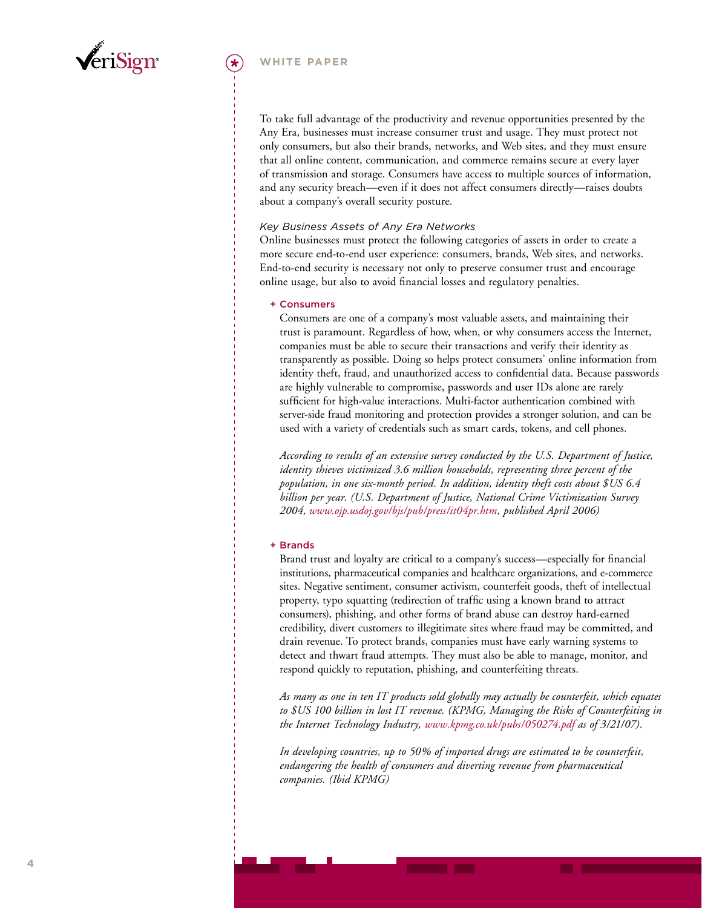To take full advantage of the productivity and revenue opportunities presented by the Any Era, businesses must increase consumer trust and usage. They must protect not only consumers, but also their brands, networks, and Web sites, and they must ensure that all online content, communication, and commerce remains secure at every layer of transmission and storage. Consumers have access to multiple sources of information, and any security breach—even if it does not affect consumers directly—raises doubts about a company's overall security posture.

### *Key Business Assets of Any Era Networks*

Online businesses must protect the following categories of assets in order to create a more secure end-to-end user experience: consumers, brands, Web sites, and networks. End-to-end security is necessary not only to preserve consumer trust and encourage online usage, but also to avoid financial losses and regulatory penalties.

#### + Consumers

Consumers are one of a company's most valuable assets, and maintaining their trust is paramount. Regardless of how, when, or why consumers access the Internet, companies must be able to secure their transactions and verify their identity as transparently as possible. Doing so helps protect consumers' online information from identity theft, fraud, and unauthorized access to confidential data. Because passwords are highly vulnerable to compromise, passwords and user IDs alone are rarely sufficient for high-value interactions. Multi-factor authentication combined with server-side fraud monitoring and protection provides a stronger solution, and can be used with a variety of credentials such as smart cards, tokens, and cell phones.

*According to results of an extensive survey conducted by the U.S. Department of Justice, identity thieves victimized 3.6 million households, representing three percent of the population, in one six-month period. In addition, identity theft costs about $US 6.4 billion per year. (U.S. Department of Justice, National Crime Victimization Survey 2004, www.ojp.usdoj.gov/bjs/pub/press/it04pr.htm, published April 2006)*

#### + Brands

Brand trust and loyalty are critical to a company's success—especially for financial institutions, pharmaceutical companies and healthcare organizations, and e-commerce sites. Negative sentiment, consumer activism, counterfeit goods, theft of intellectual property, typo squatting (redirection of traffic using a known brand to attract consumers), phishing, and other forms of brand abuse can destroy hard-earned credibility, divert customers to illegitimate sites where fraud may be committed, and drain revenue. To protect brands, companies must have early warning systems to detect and thwart fraud attempts. They must also be able to manage, monitor, and respond quickly to reputation, phishing, and counterfeiting threats.

*As many as one in ten IT products sold globally may actually be counterfeit, which equates to $US 100 billion in lost IT revenue. (KPMG, Managing the Risks of Counterfeiting in the Internet Technology Industry, www.kpmg.co.uk/pubs/050274.pdf as of 3/21/07).*

*In developing countries, up to 50% of imported drugs are estimated to be counterfeit, endangering the health of consumers and diverting revenue from pharmaceutical companies. (Ibid KPMG)*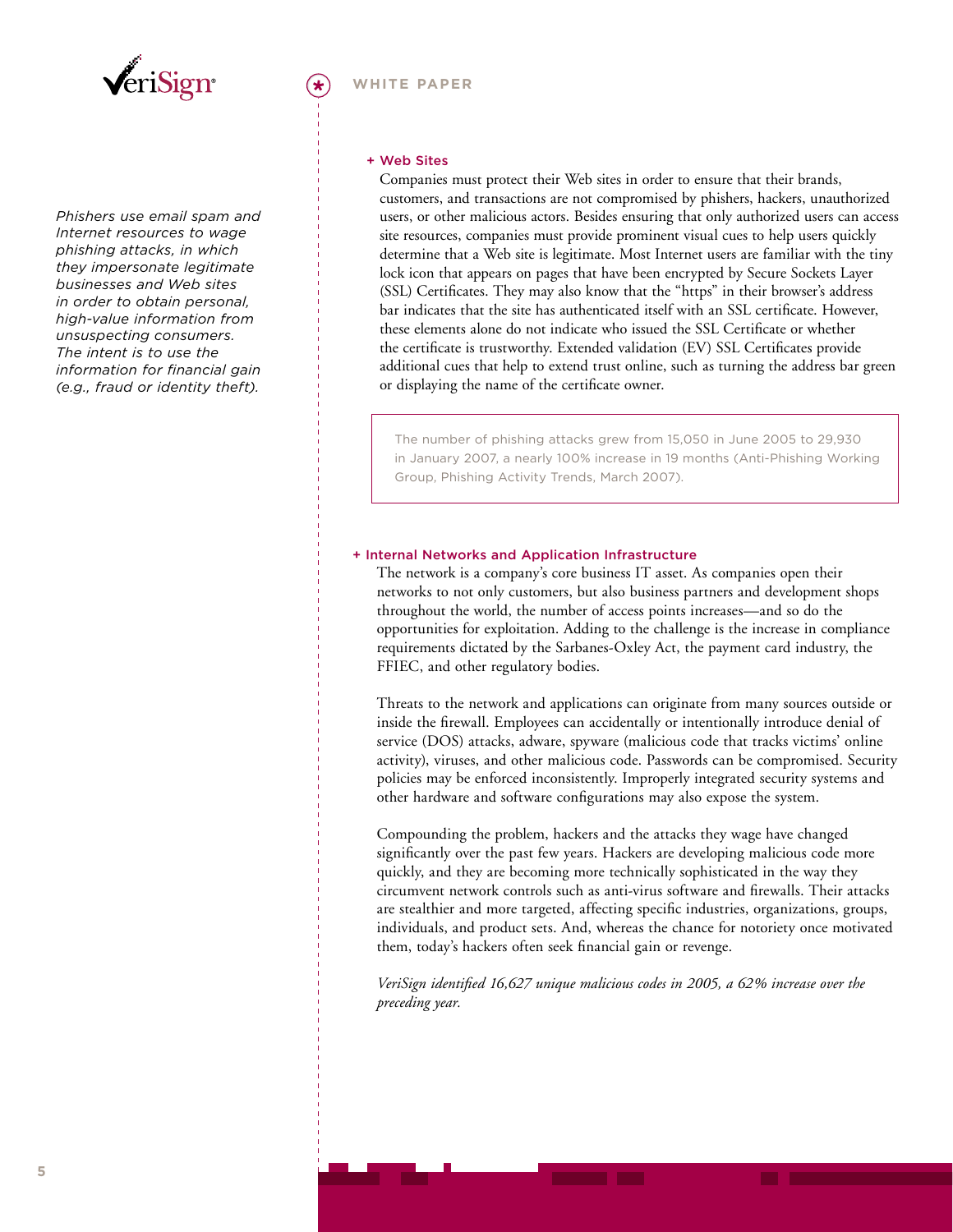*Phishers use email spam and Internet resources to wage phishing attacks, in which they impersonate legitimate businesses and Web sites in order to obtain personal, high-value information from unsuspecting consumers. The intent is to use the information for financial gain (e.g., fraud or identity theft).*

### + Web Sites

Companies must protect their Web sites in order to ensure that their brands, customers, and transactions are not compromised by phishers, hackers, unauthorized users, or other malicious actors. Besides ensuring that only authorized users can access site resources, companies must provide prominent visual cues to help users quickly determine that a Web site is legitimate. Most Internet users are familiar with the tiny lock icon that appears on pages that have been encrypted by Secure Sockets Layer (SSL) Certificates. They may also know that the "https" in their browser's address bar indicates that the site has authenticated itself with an SSL certificate. However, these elements alone do not indicate who issued the SSL Certificate or whether the certificate is trustworthy. Extended validation (EV) SSL Certificates provide additional cues that help to extend trust online, such as turning the address bar green or displaying the name of the certificate owner.

> The number of phishing attacks grew from 15,050 in June 2005 to 29,930 in January 2007, a nearly 100% increase in 19 months (Anti-Phishing Working Group, Phishing Activity Trends, March 2007).

### + Internal Networks and Application Infrastructure

The network is a company's core business IT asset. As companies open their networks to not only customers, but also business partners and development shops throughout the world, the number of access points increases—and so do the opportunities for exploitation. Adding to the challenge is the increase in compliance requirements dictated by the Sarbanes-Oxley Act, the payment card industry, the FFIEC, and other regulatory bodies.

Threats to the network and applications can originate from many sources outside or inside the firewall. Employees can accidentally or intentionally introduce denial of service (DOS) attacks, adware, spyware (malicious code that tracks victims' online activity), viruses, and other malicious code. Passwords can be compromised. Security policies may be enforced inconsistently. Improperly integrated security systems and other hardware and software configurations may also expose the system.

Compounding the problem, hackers and the attacks they wage have changed significantly over the past few years. Hackers are developing malicious code more quickly, and they are becoming more technically sophisticated in the way they circumvent network controls such as anti-virus software and firewalls. Their attacks are stealthier and more targeted, affecting specific industries, organizations, groups, individuals, and product sets. And, whereas the chance for notoriety once motivated them, today's hackers often seek financial gain or revenge.

*VeriSign identified 16,627 unique malicious codes in 2005, a 62% increase over the preceding year.*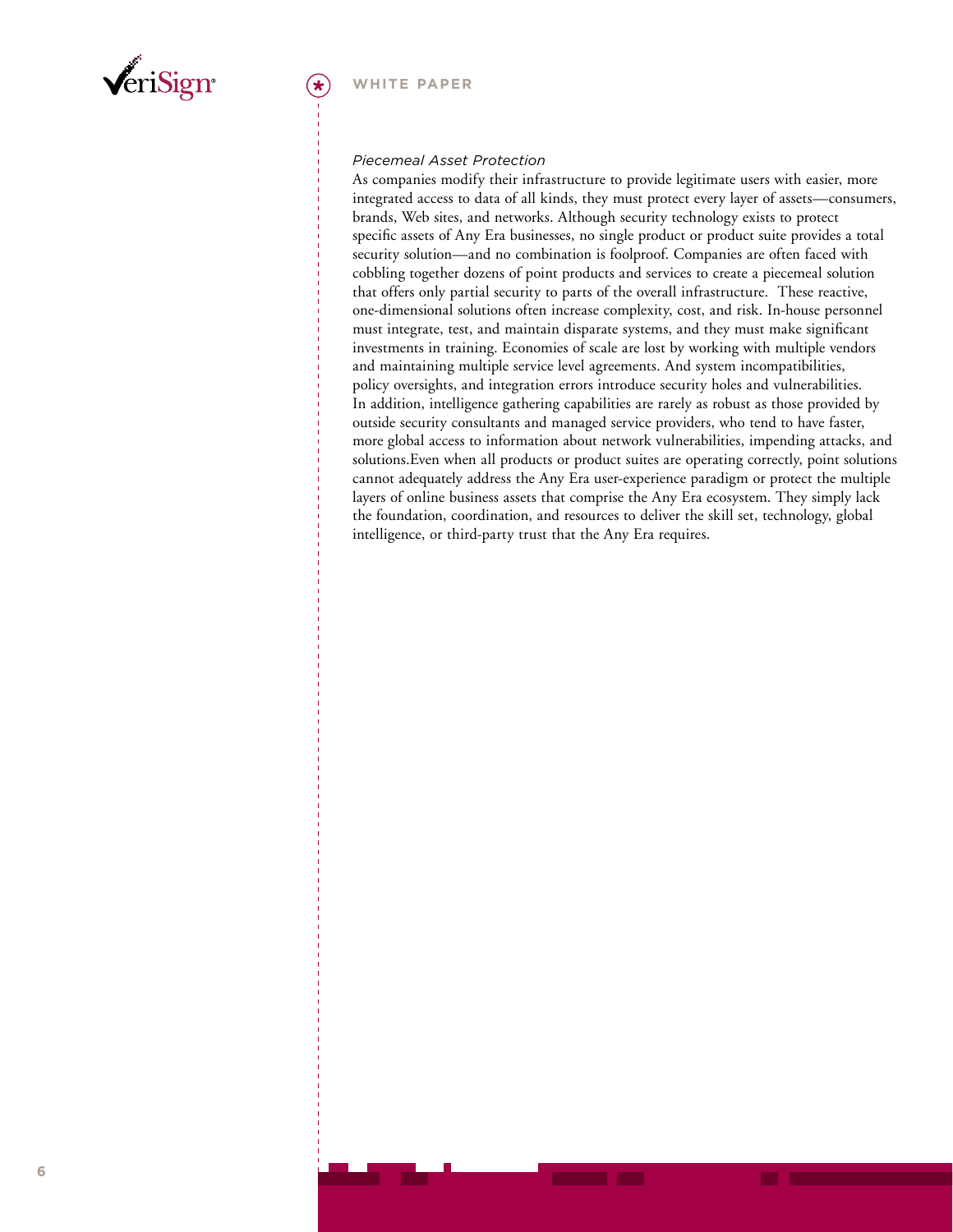*Piecemeal Asset Protection*

As companies modify their infrastructure to provide legitimate users with easier, more integrated access to data of all kinds, they must protect every layer of assets—consumers, brands, Web sites, and networks. Although security technology exists to protect specific assets of Any Era businesses, no single product or product suite provides a total security solution—and no combination is foolproof. Companies are often faced with cobbling together dozens of point products and services to create a piecemeal solution that offers only partial security to parts of the overall infrastructure. These reactive, one-dimensional solutions often increase complexity, cost, and risk. In-house personnel must integrate, test, and maintain disparate systems, and they must make significant investments in training. Economies of scale are lost by working with multiple vendors and maintaining multiple service level agreements. And system incompatibilities, policy oversights, and integration errors introduce security holes and vulnerabilities. In addition, intelligence gathering capabilities are rarely as robust as those provided by outside security consultants and managed service providers, who tend to have faster, more global access to information about network vulnerabilities, impending attacks, and solutions.Even when all products or product suites are operating correctly, point solutions cannot adequately address the Any Era user-experience paradigm or protect the multiple layers of online business assets that comprise the Any Era ecosystem. They simply lack the foundation, coordination, and resources to deliver the skill set, technology, global intelligence, or third-party trust that the Any Era requires.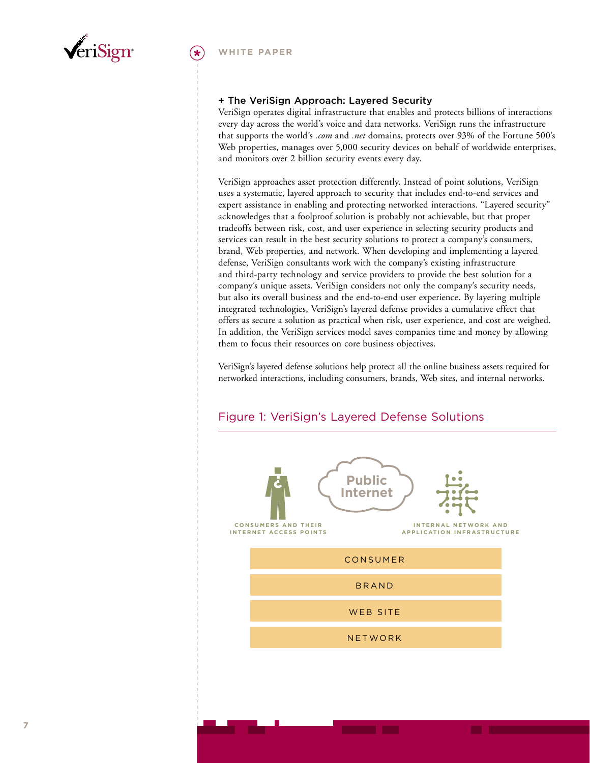## + The VeriSign Approach: Layered Security

VeriSign operates digital infrastructure that enables and protects billions of interactions every day across the world's voice and data networks. VeriSign runs the infrastructure that supports the world's *.com* and *.net* domains, protects over 93% of the Fortune 500's Web properties, manages over 5,000 security devices on behalf of worldwide enterprises, and monitors over 2 billion security events every day.

VeriSign approaches asset protection differently. Instead of point solutions, VeriSign uses a systematic, layered approach to security that includes end-to-end services and expert assistance in enabling and protecting networked interactions. "Layered security" acknowledges that a foolproof solution is probably not achievable, but that proper tradeoffs between risk, cost, and user experience in selecting security products and services can result in the best security solutions to protect a company's consumers, brand, Web properties, and network. When developing and implementing a layered defense, VeriSign consultants work with the company's existing infrastructure and third-party technology and service providers to provide the best solution for a company's unique assets. VeriSign considers not only the company's security needs, but also its overall business and the end-to-end user experience. By layering multiple integrated technologies, VeriSign's layered defense provides a cumulative effect that offers as secure a solution as practical when risk, user experience, and cost are weighed. In addition, the VeriSign services model saves companies time and money by allowing them to focus their resources on core business objectives.

VeriSign's layered defense solutions help protect all the online business assets required for networked interactions, including consumers, brands, Web sites, and internal networks.

### Figure 1: VeriSign's Layered Defense Solutions

CONSUMERS AND THEIR INTERNET ACCESS POINTS — Public Internet — INTERNAL NETWORK AND APPLICATION INFRASTRUCTURE

- CONSUMER
- BRAND
- WEB SITE
- NETWORK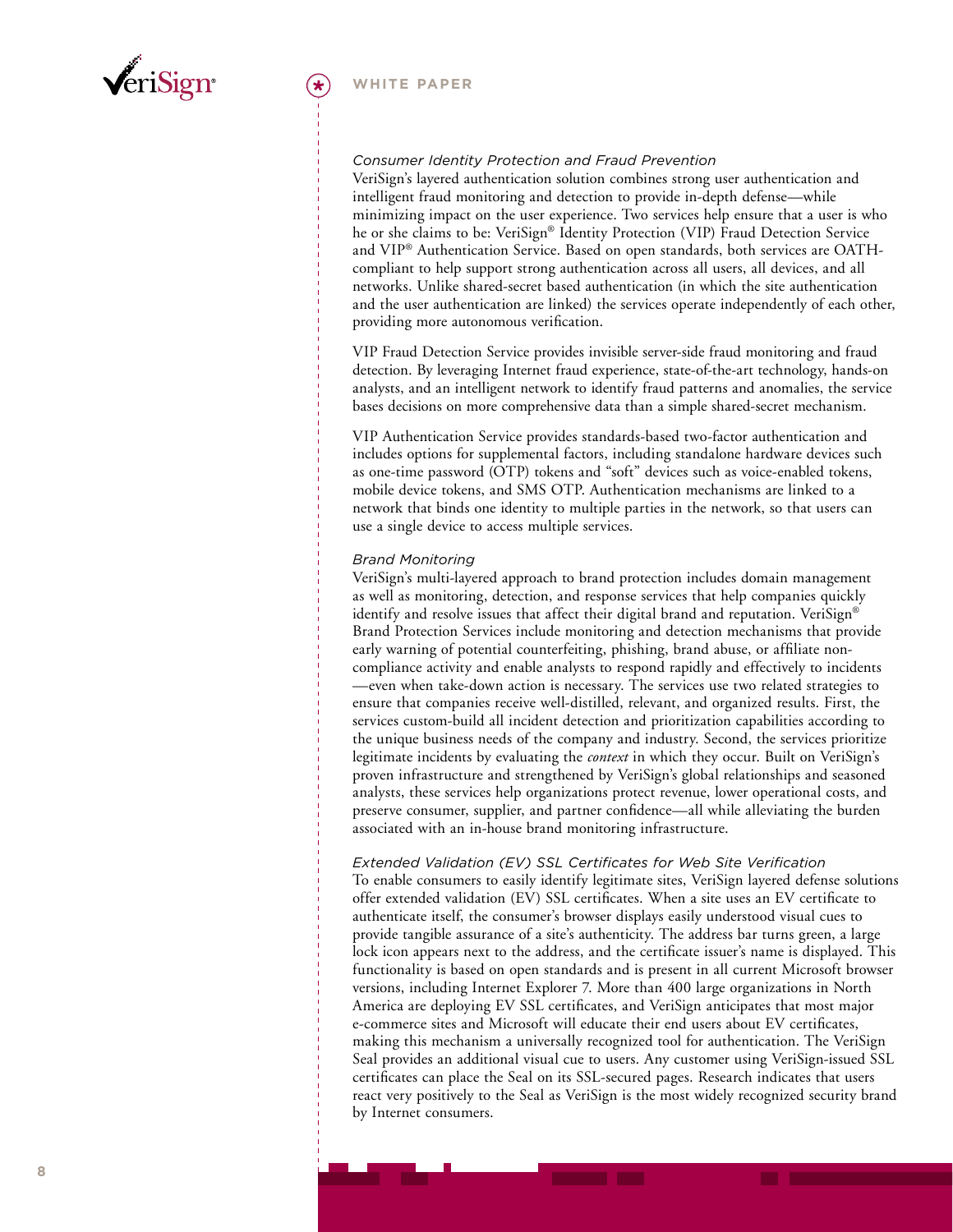### *Consumer Identity Protection and Fraud Prevention*

VeriSign's layered authentication solution combines strong user authentication and intelligent fraud monitoring and detection to provide in-depth defense—while minimizing impact on the user experience. Two services help ensure that a user is who he or she claims to be: VeriSign® Identity Protection (VIP) Fraud Detection Service and VIP® Authentication Service. Based on open standards, both services are OATH-compliant to help support strong authentication across all users, all devices, and all networks. Unlike shared-secret based authentication (in which the site authentication and the user authentication are linked) the services operate independently of each other, providing more autonomous verification.

VIP Fraud Detection Service provides invisible server-side fraud monitoring and fraud detection. By leveraging Internet fraud experience, state-of-the-art technology, hands-on analysts, and an intelligent network to identify fraud patterns and anomalies, the service bases decisions on more comprehensive data than a simple shared-secret mechanism.

VIP Authentication Service provides standards-based two-factor authentication and includes options for supplemental factors, including standalone hardware devices such as one-time password (OTP) tokens and "soft" devices such as voice-enabled tokens, mobile device tokens, and SMS OTP. Authentication mechanisms are linked to a network that binds one identity to multiple parties in the network, so that users can use a single device to access multiple services.

### *Brand Monitoring*

VeriSign's multi-layered approach to brand protection includes domain management as well as monitoring, detection, and response services that help companies quickly identify and resolve issues that affect their digital brand and reputation. VeriSign® Brand Protection Services include monitoring and detection mechanisms that provide early warning of potential counterfeiting, phishing, brand abuse, or affiliate non-compliance activity and enable analysts to respond rapidly and effectively to incidents—even when take-down action is necessary. The services use two related strategies to ensure that companies receive well-distilled, relevant, and organized results. First, the services custom-build all incident detection and prioritization capabilities according to the unique business needs of the company and industry. Second, the services prioritize legitimate incidents by evaluating the *context* in which they occur. Built on VeriSign's proven infrastructure and strengthened by VeriSign's global relationships and seasoned analysts, these services help organizations protect revenue, lower operational costs, and preserve consumer, supplier, and partner confidence—all while alleviating the burden associated with an in-house brand monitoring infrastructure.

### *Extended Validation (EV) SSL Certificates for Web Site Verification*

To enable consumers to easily identify legitimate sites, VeriSign layered defense solutions offer extended validation (EV) SSL certificates. When a site uses an EV certificate to authenticate itself, the consumer's browser displays easily understood visual cues to provide tangible assurance of a site's authenticity. The address bar turns green, a large lock icon appears next to the address, and the certificate issuer's name is displayed. This functionality is based on open standards and is present in all current Microsoft browser versions, including Internet Explorer 7. More than 400 large organizations in North America are deploying EV SSL certificates, and VeriSign anticipates that most major e-commerce sites and Microsoft will educate their end users about EV certificates, making this mechanism a universally recognized tool for authentication. The VeriSign Seal provides an additional visual cue to users. Any customer using VeriSign-issued SSL certificates can place the Seal on its SSL-secured pages. Research indicates that users react very positively to the Seal as VeriSign is the most widely recognized security brand by Internet consumers.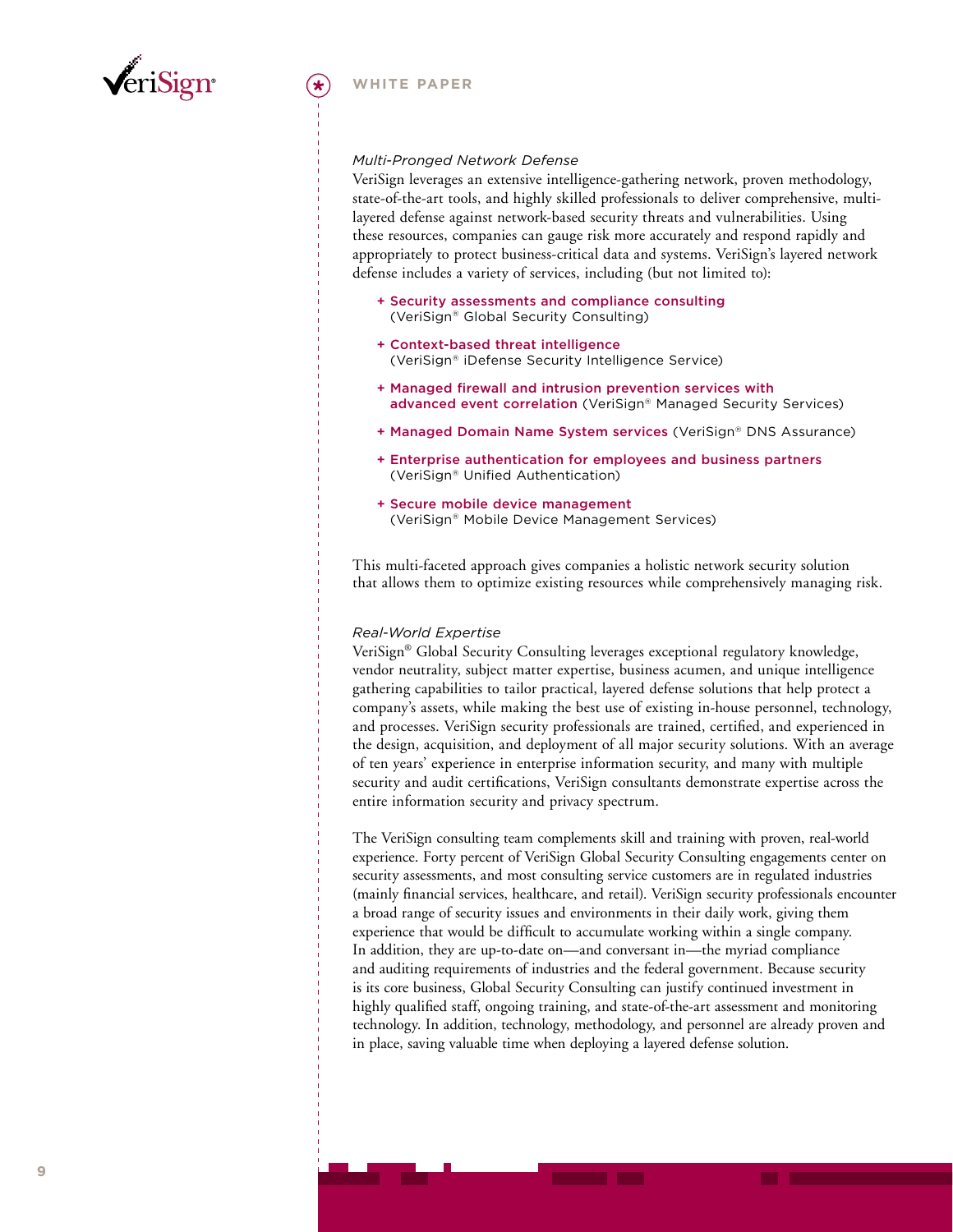### *Multi-Pronged Network Defense*

VeriSign leverages an extensive intelligence-gathering network, proven methodology, state-of-the-art tools, and highly skilled professionals to deliver comprehensive, multi-layered defense against network-based security threats and vulnerabilities. Using these resources, companies can gauge risk more accurately and respond rapidly and appropriately to protect business-critical data and systems. VeriSign's layered network defense includes a variety of services, including (but not limited to):

+ **Security assessments and compliance consulting** (VeriSign® Global Security Consulting)
+ **Context-based threat intelligence** (VeriSign® iDefense Security Intelligence Service)
+ **Managed firewall and intrusion prevention services with advanced event correlation** (VeriSign® Managed Security Services)
+ **Managed Domain Name System services** (VeriSign® DNS Assurance)
+ **Enterprise authentication for employees and business partners** (VeriSign® Unified Authentication)
+ **Secure mobile device management** (VeriSign® Mobile Device Management Services)

This multi-faceted approach gives companies a holistic network security solution that allows them to optimize existing resources while comprehensively managing risk.

### *Real-World Expertise*

VeriSign® Global Security Consulting leverages exceptional regulatory knowledge, vendor neutrality, subject matter expertise, business acumen, and unique intelligence gathering capabilities to tailor practical, layered defense solutions that help protect a company's assets, while making the best use of existing in-house personnel, technology, and processes. VeriSign security professionals are trained, certified, and experienced in the design, acquisition, and deployment of all major security solutions. With an average of ten years' experience in enterprise information security, and many with multiple security and audit certifications, VeriSign consultants demonstrate expertise across the entire information security and privacy spectrum.

The VeriSign consulting team complements skill and training with proven, real-world experience. Forty percent of VeriSign Global Security Consulting engagements center on security assessments, and most consulting service customers are in regulated industries (mainly financial services, healthcare, and retail). VeriSign security professionals encounter a broad range of security issues and environments in their daily work, giving them experience that would be difficult to accumulate working within a single company. In addition, they are up-to-date on—and conversant in—the myriad compliance and auditing requirements of industries and the federal government. Because security is its core business, Global Security Consulting can justify continued investment in highly qualified staff, ongoing training, and state-of-the-art assessment and monitoring technology. In addition, technology, methodology, and personnel are already proven and in place, saving valuable time when deploying a layered defense solution.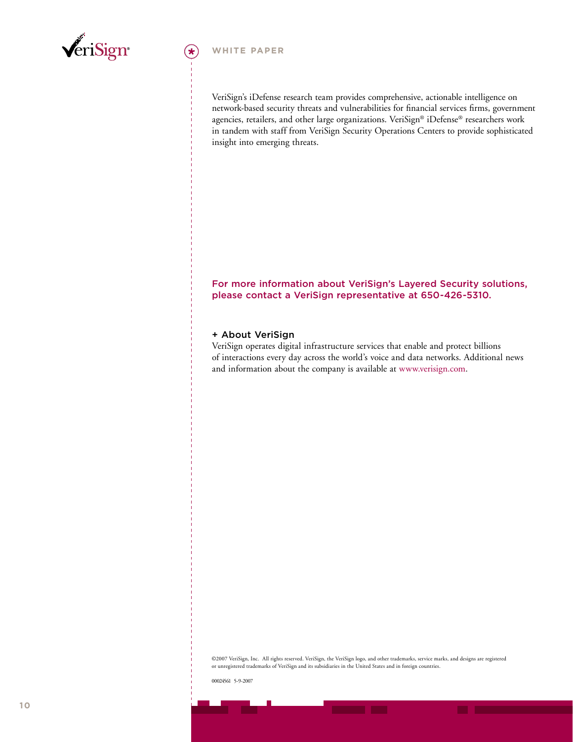VeriSign's iDefense research team provides comprehensive, actionable intelligence on network-based security threats and vulnerabilities for financial services firms, government agencies, retailers, and other large organizations. VeriSign® iDefense® researchers work in tandem with staff from VeriSign Security Operations Centers to provide sophisticated insight into emerging threats.

**For more information about VeriSign's Layered Security solutions, please contact a VeriSign representative at 650-426-5310.**

### + About VeriSign

VeriSign operates digital infrastructure services that enable and protect billions of interactions every day across the world's voice and data networks. Additional news and information about the company is available at www.verisign.com.

©2007 VeriSign, Inc. All rights reserved. VeriSign, the VeriSign logo, and other trademarks, service marks, and designs are registered or unregistered trademarks of VeriSign and its subsidiaries in the United States and in foreign countries.

00024561 5-9-2007